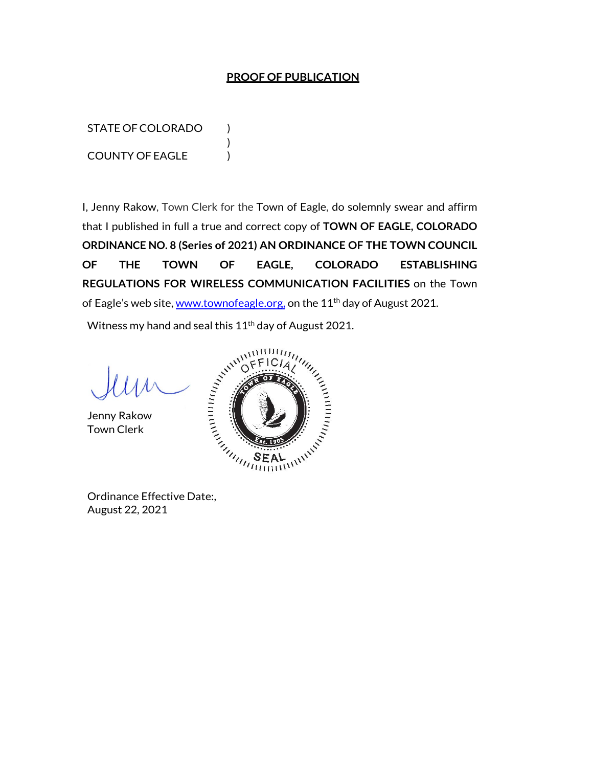# PROOF OF PUBLICATION

STATE OF COLORADO )
)
COUNTY OF EAGLE )

I, Jenny Rakow, Town Clerk for the Town of Eagle, do solemnly swear and affirm that I published in full a true and correct copy of **TOWN OF EAGLE, COLORADO ORDINANCE NO. 8 (Series of 2021) AN ORDINANCE OF THE TOWN COUNCIL OF THE TOWN OF EAGLE, COLORADO ESTABLISHING REGULATIONS FOR WIRELESS COMMUNICATION FACILITIES** on the Town of Eagle's web site, www.townofeagle.org, on the 11th day of August 2021.

Witness my hand and seal this 11th day of August 2021.

Jenny Rakow
Town Clerk

OFFICIAL
TOWN OF EAGLE
Est. 1905
SEAL

Ordinance Effective Date:,
August 22, 2021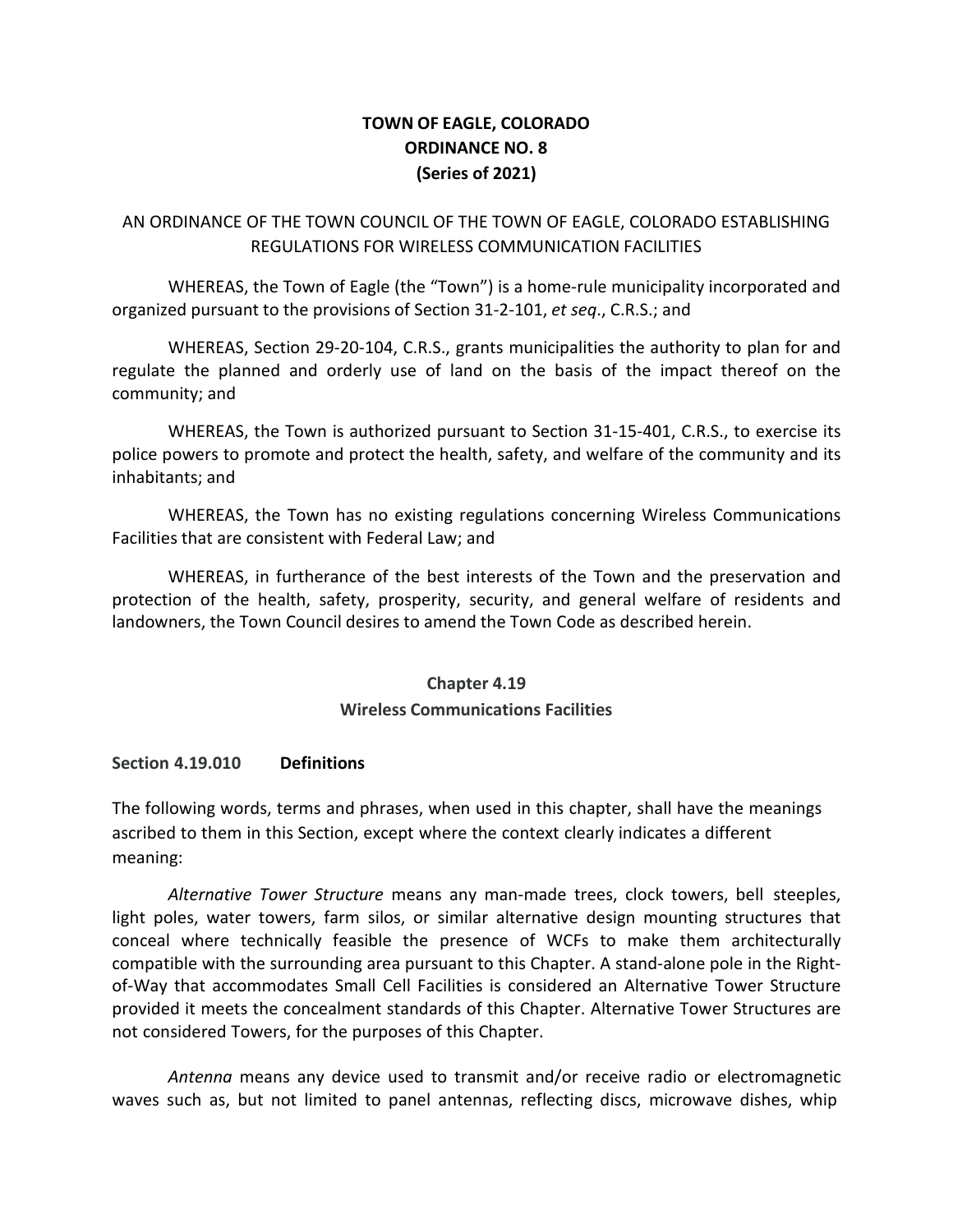**TOWN OF EAGLE, COLORADO**
**ORDINANCE NO. 8**
**(Series of 2021)**

AN ORDINANCE OF THE TOWN COUNCIL OF THE TOWN OF EAGLE, COLORADO ESTABLISHING REGULATIONS FOR WIRELESS COMMUNICATION FACILITIES

WHEREAS, the Town of Eagle (the "Town") is a home-rule municipality incorporated and organized pursuant to the provisions of Section 31-2-101, *et seq*., C.R.S.; and

WHEREAS, Section 29-20-104, C.R.S., grants municipalities the authority to plan for and regulate the planned and orderly use of land on the basis of the impact thereof on the community; and

WHEREAS, the Town is authorized pursuant to Section 31-15-401, C.R.S., to exercise its police powers to promote and protect the health, safety, and welfare of the community and its inhabitants; and

WHEREAS, the Town has no existing regulations concerning Wireless Communications Facilities that are consistent with Federal Law; and

WHEREAS, in furtherance of the best interests of the Town and the preservation and protection of the health, safety, prosperity, security, and general welfare of residents and landowners, the Town Council desires to amend the Town Code as described herein.

## Chapter 4.19
## Wireless Communications Facilities

### Section 4.19.010 Definitions

The following words, terms and phrases, when used in this chapter, shall have the meanings ascribed to them in this Section, except where the context clearly indicates a different meaning:

*Alternative Tower Structure* means any man-made trees, clock towers, bell steeples, light poles, water towers, farm silos, or similar alternative design mounting structures that conceal where technically feasible the presence of WCFs to make them architecturally compatible with the surrounding area pursuant to this Chapter. A stand-alone pole in the Right-of-Way that accommodates Small Cell Facilities is considered an Alternative Tower Structure provided it meets the concealment standards of this Chapter. Alternative Tower Structures are not considered Towers, for the purposes of this Chapter.

*Antenna* means any device used to transmit and/or receive radio or electromagnetic waves such as, but not limited to panel antennas, reflecting discs, microwave dishes, whip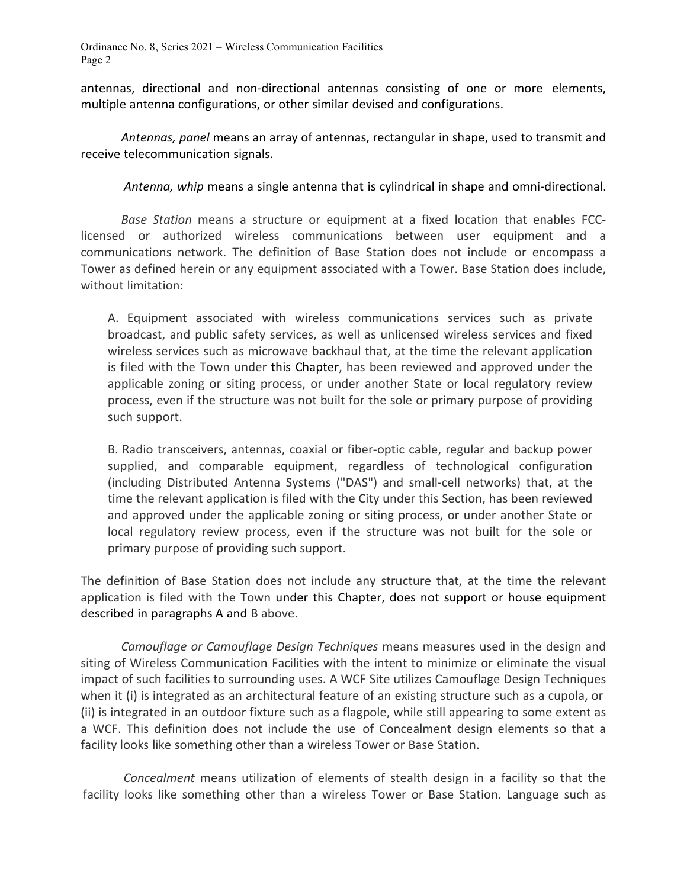antennas, directional and non-directional antennas consisting of one or more elements, multiple antenna configurations, or other similar devised and configurations.

*Antennas, panel* means an array of antennas, rectangular in shape, used to transmit and receive telecommunication signals.

*Antenna, whip* means a single antenna that is cylindrical in shape and omni-directional.

*Base Station* means a structure or equipment at a fixed location that enables FCC-licensed or authorized wireless communications between user equipment and a communications network. The definition of Base Station does not include or encompass a Tower as defined herein or any equipment associated with a Tower. Base Station does include, without limitation:

A. Equipment associated with wireless communications services such as private broadcast, and public safety services, as well as unlicensed wireless services and fixed wireless services such as microwave backhaul that, at the time the relevant application is filed with the Town under this Chapter, has been reviewed and approved under the applicable zoning or siting process, or under another State or local regulatory review process, even if the structure was not built for the sole or primary purpose of providing such support.

B. Radio transceivers, antennas, coaxial or fiber-optic cable, regular and backup power supplied, and comparable equipment, regardless of technological configuration (including Distributed Antenna Systems ("DAS") and small-cell networks) that, at the time the relevant application is filed with the City under this Section, has been reviewed and approved under the applicable zoning or siting process, or under another State or local regulatory review process, even if the structure was not built for the sole or primary purpose of providing such support.

The definition of Base Station does not include any structure that, at the time the relevant application is filed with the Town under this Chapter, does not support or house equipment described in paragraphs A and B above.

*Camouflage or Camouflage Design Techniques* means measures used in the design and siting of Wireless Communication Facilities with the intent to minimize or eliminate the visual impact of such facilities to surrounding uses. A WCF Site utilizes Camouflage Design Techniques when it (i) is integrated as an architectural feature of an existing structure such as a cupola, or (ii) is integrated in an outdoor fixture such as a flagpole, while still appearing to some extent as a WCF. This definition does not include the use of Concealment design elements so that a facility looks like something other than a wireless Tower or Base Station.

*Concealment* means utilization of elements of stealth design in a facility so that the facility looks like something other than a wireless Tower or Base Station. Language such as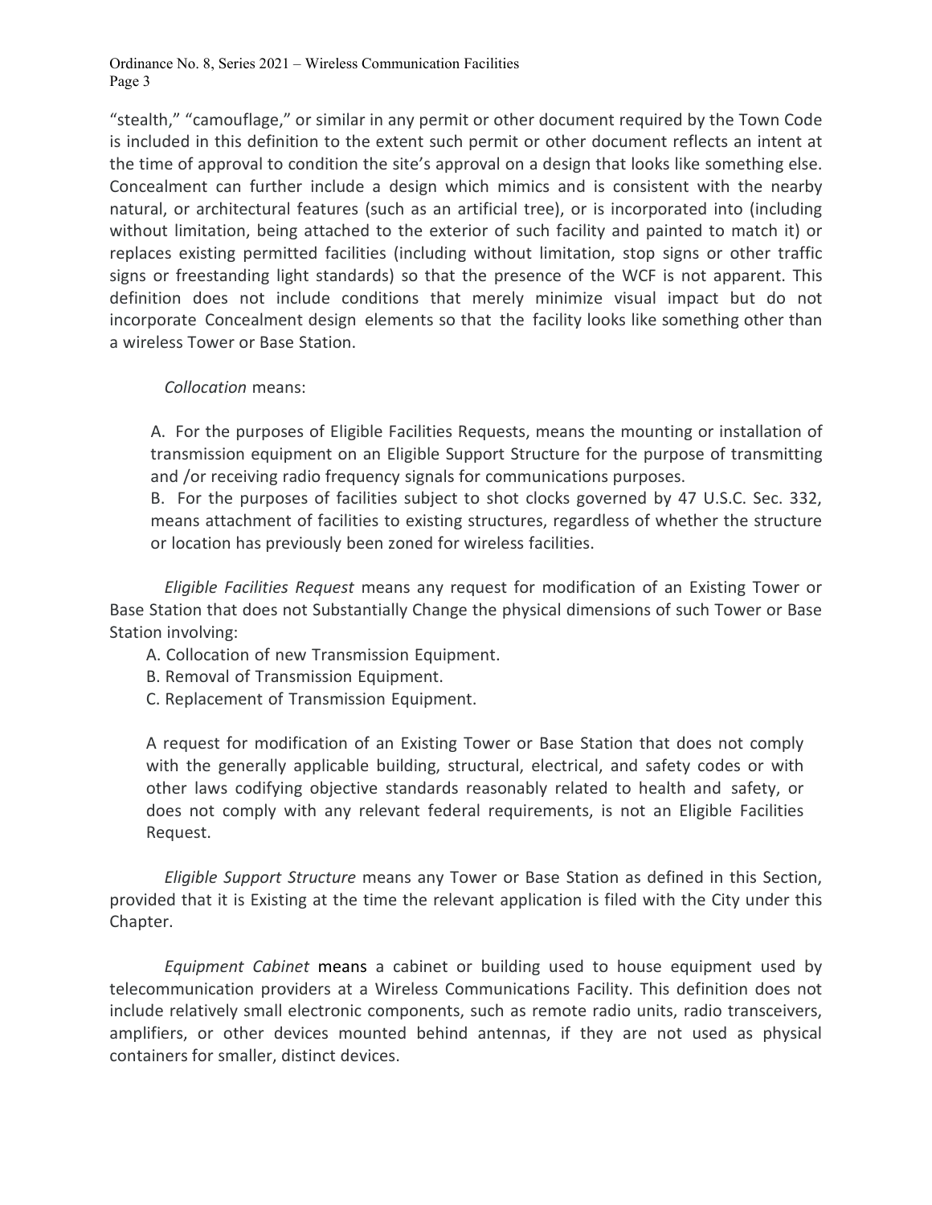"stealth," "camouflage," or similar in any permit or other document required by the Town Code is included in this definition to the extent such permit or other document reflects an intent at the time of approval to condition the site's approval on a design that looks like something else. Concealment can further include a design which mimics and is consistent with the nearby natural, or architectural features (such as an artificial tree), or is incorporated into (including without limitation, being attached to the exterior of such facility and painted to match it) or replaces existing permitted facilities (including without limitation, stop signs or other traffic signs or freestanding light standards) so that the presence of the WCF is not apparent. This definition does not include conditions that merely minimize visual impact but do not incorporate Concealment design elements so that the facility looks like something other than a wireless Tower or Base Station.

*Collocation* means:

A. For the purposes of Eligible Facilities Requests, means the mounting or installation of transmission equipment on an Eligible Support Structure for the purpose of transmitting and /or receiving radio frequency signals for communications purposes.
B. For the purposes of facilities subject to shot clocks governed by 47 U.S.C. Sec. 332, means attachment of facilities to existing structures, regardless of whether the structure or location has previously been zoned for wireless facilities.

*Eligible Facilities Request* means any request for modification of an Existing Tower or Base Station that does not Substantially Change the physical dimensions of such Tower or Base Station involving:

A. Collocation of new Transmission Equipment.
B. Removal of Transmission Equipment.
C. Replacement of Transmission Equipment.

A request for modification of an Existing Tower or Base Station that does not comply with the generally applicable building, structural, electrical, and safety codes or with other laws codifying objective standards reasonably related to health and safety, or does not comply with any relevant federal requirements, is not an Eligible Facilities Request.

*Eligible Support Structure* means any Tower or Base Station as defined in this Section, provided that it is Existing at the time the relevant application is filed with the City under this Chapter.

*Equipment Cabinet* means a cabinet or building used to house equipment used by telecommunication providers at a Wireless Communications Facility. This definition does not include relatively small electronic components, such as remote radio units, radio transceivers, amplifiers, or other devices mounted behind antennas, if they are not used as physical containers for smaller, distinct devices.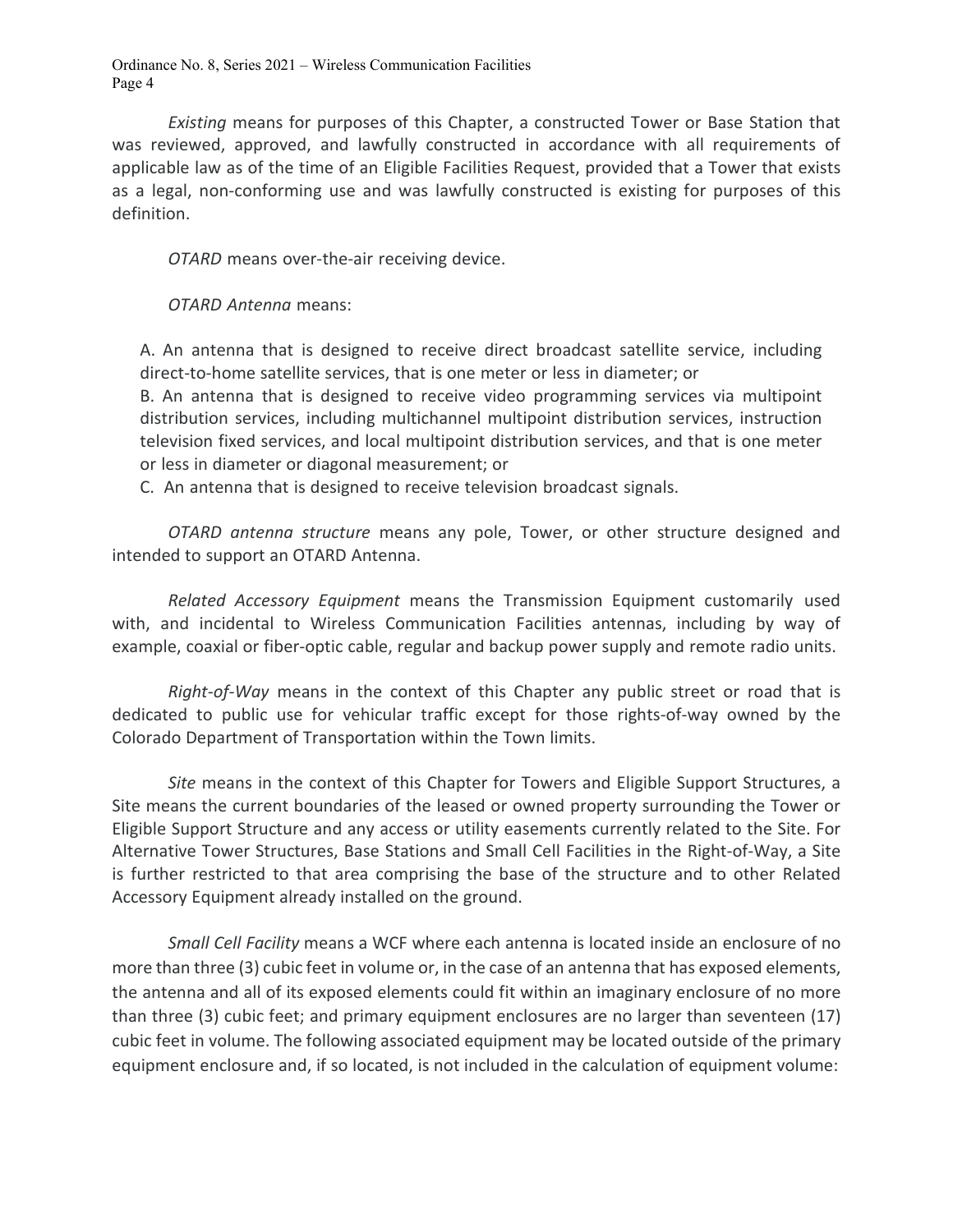*Existing* means for purposes of this Chapter, a constructed Tower or Base Station that was reviewed, approved, and lawfully constructed in accordance with all requirements of applicable law as of the time of an Eligible Facilities Request, provided that a Tower that exists as a legal, non-conforming use and was lawfully constructed is existing for purposes of this definition.

*OTARD* means over-the-air receiving device.

*OTARD Antenna* means:

A. An antenna that is designed to receive direct broadcast satellite service, including direct-to-home satellite services, that is one meter or less in diameter; or
B. An antenna that is designed to receive video programming services via multipoint distribution services, including multichannel multipoint distribution services, instruction television fixed services, and local multipoint distribution services, and that is one meter or less in diameter or diagonal measurement; or
C. An antenna that is designed to receive television broadcast signals.

*OTARD antenna structure* means any pole, Tower, or other structure designed and intended to support an OTARD Antenna.

*Related Accessory Equipment* means the Transmission Equipment customarily used with, and incidental to Wireless Communication Facilities antennas, including by way of example, coaxial or fiber-optic cable, regular and backup power supply and remote radio units.

*Right-of-Way* means in the context of this Chapter any public street or road that is dedicated to public use for vehicular traffic except for those rights-of-way owned by the Colorado Department of Transportation within the Town limits.

*Site* means in the context of this Chapter for Towers and Eligible Support Structures, a Site means the current boundaries of the leased or owned property surrounding the Tower or Eligible Support Structure and any access or utility easements currently related to the Site. For Alternative Tower Structures, Base Stations and Small Cell Facilities in the Right-of-Way, a Site is further restricted to that area comprising the base of the structure and to other Related Accessory Equipment already installed on the ground.

*Small Cell Facility* means a WCF where each antenna is located inside an enclosure of no more than three (3) cubic feet in volume or, in the case of an antenna that has exposed elements, the antenna and all of its exposed elements could fit within an imaginary enclosure of no more than three (3) cubic feet; and primary equipment enclosures are no larger than seventeen (17) cubic feet in volume. The following associated equipment may be located outside of the primary equipment enclosure and, if so located, is not included in the calculation of equipment volume: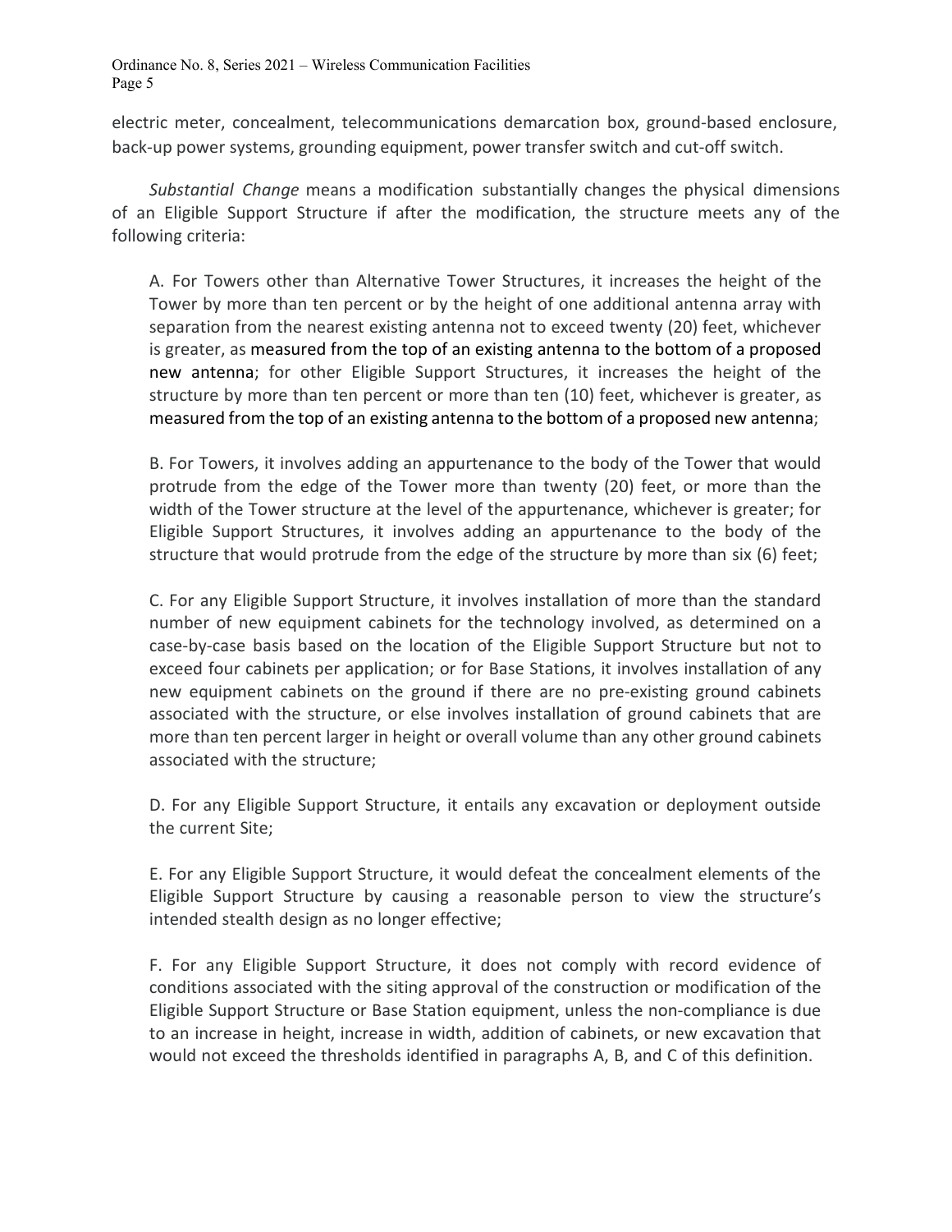electric meter, concealment, telecommunications demarcation box, ground-based enclosure, back-up power systems, grounding equipment, power transfer switch and cut-off switch.

*Substantial Change* means a modification substantially changes the physical dimensions of an Eligible Support Structure if after the modification, the structure meets any of the following criteria:

A. For Towers other than Alternative Tower Structures, it increases the height of the Tower by more than ten percent or by the height of one additional antenna array with separation from the nearest existing antenna not to exceed twenty (20) feet, whichever is greater, as measured from the top of an existing antenna to the bottom of a proposed new antenna; for other Eligible Support Structures, it increases the height of the structure by more than ten percent or more than ten (10) feet, whichever is greater, as measured from the top of an existing antenna to the bottom of a proposed new antenna;

B. For Towers, it involves adding an appurtenance to the body of the Tower that would protrude from the edge of the Tower more than twenty (20) feet, or more than the width of the Tower structure at the level of the appurtenance, whichever is greater; for Eligible Support Structures, it involves adding an appurtenance to the body of the structure that would protrude from the edge of the structure by more than six (6) feet;

C. For any Eligible Support Structure, it involves installation of more than the standard number of new equipment cabinets for the technology involved, as determined on a case-by-case basis based on the location of the Eligible Support Structure but not to exceed four cabinets per application; or for Base Stations, it involves installation of any new equipment cabinets on the ground if there are no pre-existing ground cabinets associated with the structure, or else involves installation of ground cabinets that are more than ten percent larger in height or overall volume than any other ground cabinets associated with the structure;

D. For any Eligible Support Structure, it entails any excavation or deployment outside the current Site;

E. For any Eligible Support Structure, it would defeat the concealment elements of the Eligible Support Structure by causing a reasonable person to view the structure's intended stealth design as no longer effective;

F. For any Eligible Support Structure, it does not comply with record evidence of conditions associated with the siting approval of the construction or modification of the Eligible Support Structure or Base Station equipment, unless the non-compliance is due to an increase in height, increase in width, addition of cabinets, or new excavation that would not exceed the thresholds identified in paragraphs A, B, and C of this definition.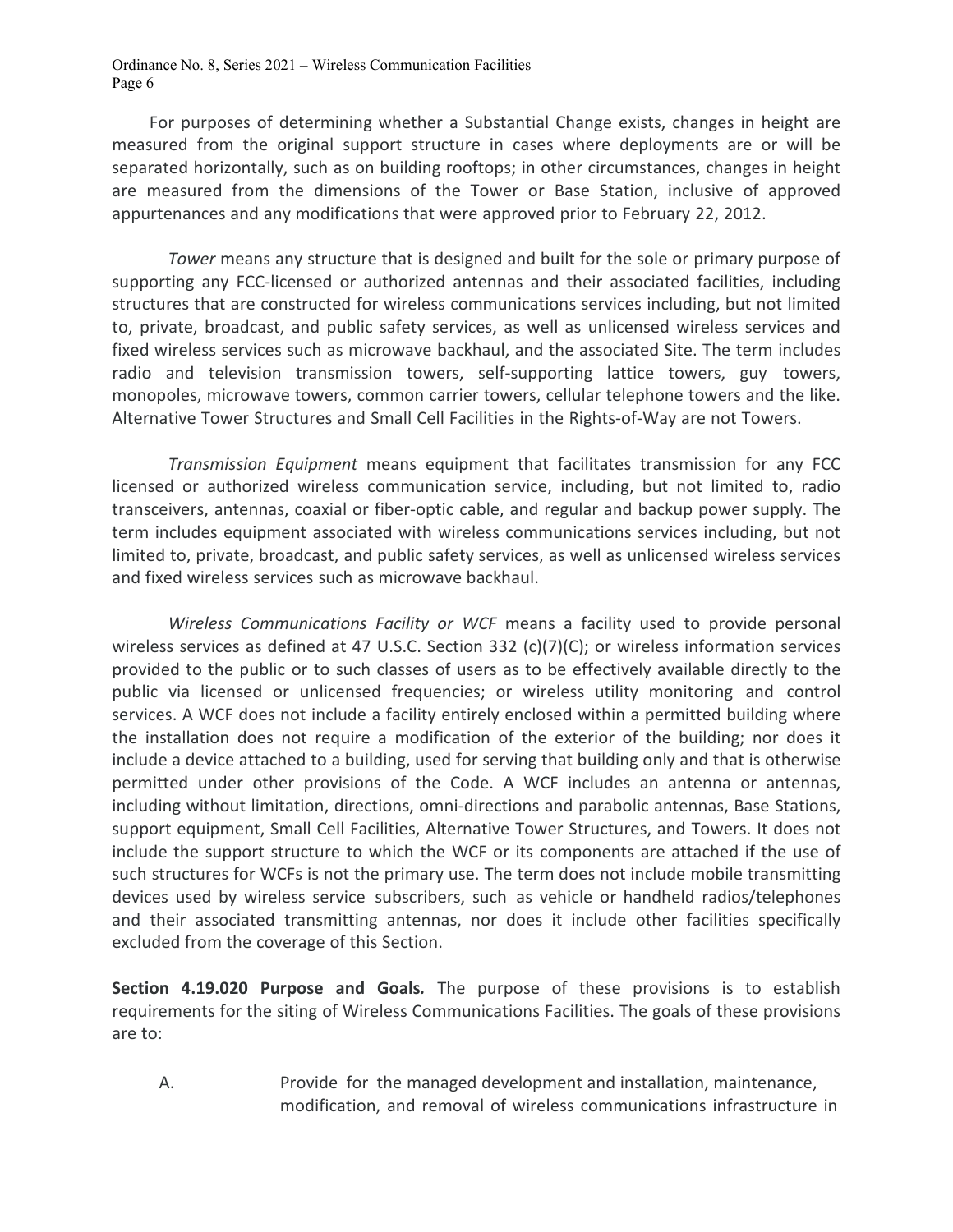For purposes of determining whether a Substantial Change exists, changes in height are measured from the original support structure in cases where deployments are or will be separated horizontally, such as on building rooftops; in other circumstances, changes in height are measured from the dimensions of the Tower or Base Station, inclusive of approved appurtenances and any modifications that were approved prior to February 22, 2012.

*Tower* means any structure that is designed and built for the sole or primary purpose of supporting any FCC-licensed or authorized antennas and their associated facilities, including structures that are constructed for wireless communications services including, but not limited to, private, broadcast, and public safety services, as well as unlicensed wireless services and fixed wireless services such as microwave backhaul, and the associated Site. The term includes radio and television transmission towers, self-supporting lattice towers, guy towers, monopoles, microwave towers, common carrier towers, cellular telephone towers and the like. Alternative Tower Structures and Small Cell Facilities in the Rights-of-Way are not Towers.

*Transmission Equipment* means equipment that facilitates transmission for any FCC licensed or authorized wireless communication service, including, but not limited to, radio transceivers, antennas, coaxial or fiber-optic cable, and regular and backup power supply. The term includes equipment associated with wireless communications services including, but not limited to, private, broadcast, and public safety services, as well as unlicensed wireless services and fixed wireless services such as microwave backhaul.

*Wireless Communications Facility or WCF* means a facility used to provide personal wireless services as defined at 47 U.S.C. Section 332 (c)(7)(C); or wireless information services provided to the public or to such classes of users as to be effectively available directly to the public via licensed or unlicensed frequencies; or wireless utility monitoring and control services. A WCF does not include a facility entirely enclosed within a permitted building where the installation does not require a modification of the exterior of the building; nor does it include a device attached to a building, used for serving that building only and that is otherwise permitted under other provisions of the Code. A WCF includes an antenna or antennas, including without limitation, directions, omni-directions and parabolic antennas, Base Stations, support equipment, Small Cell Facilities, Alternative Tower Structures, and Towers. It does not include the support structure to which the WCF or its components are attached if the use of such structures for WCFs is not the primary use. The term does not include mobile transmitting devices used by wireless service subscribers, such as vehicle or handheld radios/telephones and their associated transmitting antennas, nor does it include other facilities specifically excluded from the coverage of this Section.

**Section 4.19.020 Purpose and Goals.** The purpose of these provisions is to establish requirements for the siting of Wireless Communications Facilities. The goals of these provisions are to:

A. Provide for the managed development and installation, maintenance, modification, and removal of wireless communications infrastructure in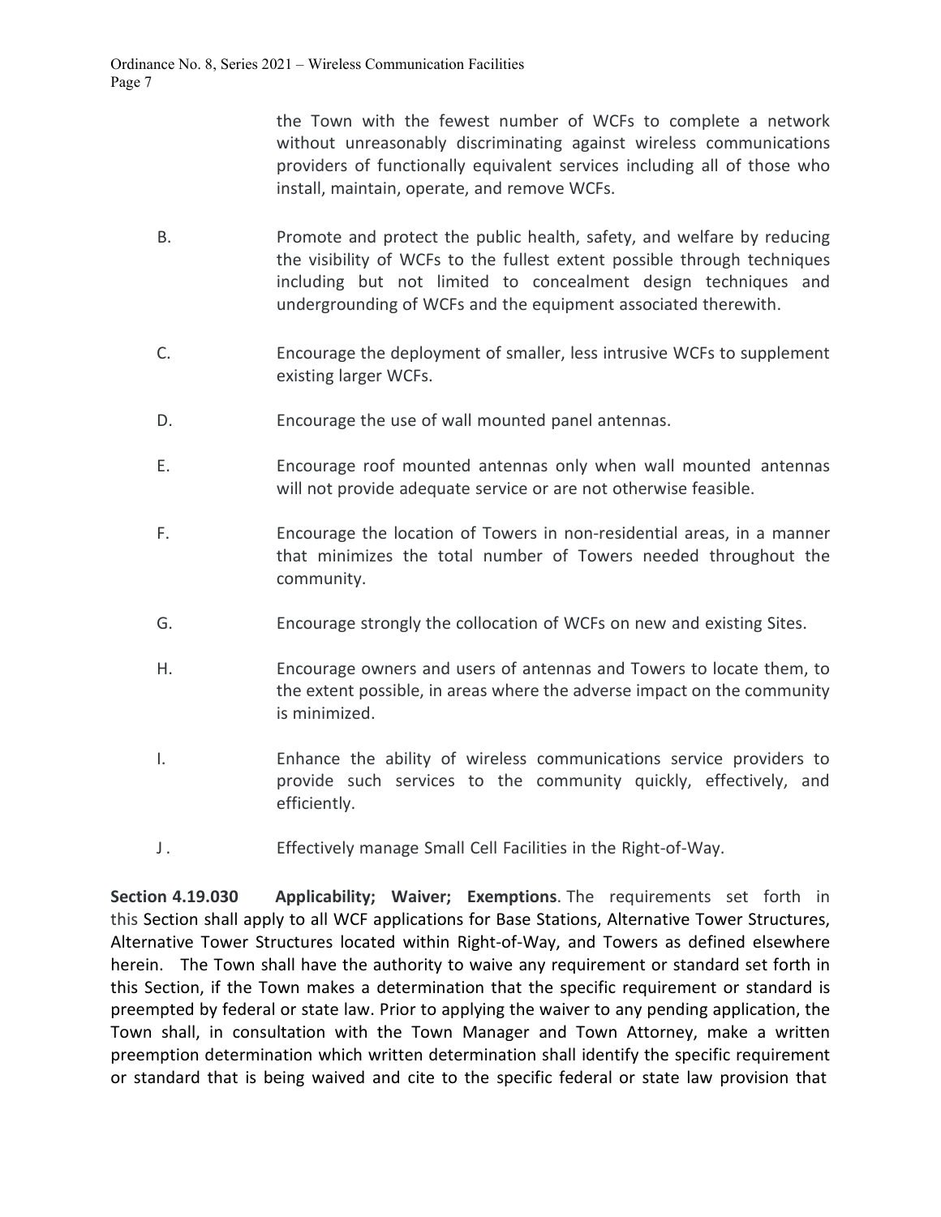the Town with the fewest number of WCFs to complete a network without unreasonably discriminating against wireless communications providers of functionally equivalent services including all of those who install, maintain, operate, and remove WCFs.

B. Promote and protect the public health, safety, and welfare by reducing the visibility of WCFs to the fullest extent possible through techniques including but not limited to concealment design techniques and undergrounding of WCFs and the equipment associated therewith.

C. Encourage the deployment of smaller, less intrusive WCFs to supplement existing larger WCFs.

D. Encourage the use of wall mounted panel antennas.

E. Encourage roof mounted antennas only when wall mounted antennas will not provide adequate service or are not otherwise feasible.

F. Encourage the location of Towers in non-residential areas, in a manner that minimizes the total number of Towers needed throughout the community.

G. Encourage strongly the collocation of WCFs on new and existing Sites.

H. Encourage owners and users of antennas and Towers to locate them, to the extent possible, in areas where the adverse impact on the community is minimized.

I. Enhance the ability of wireless communications service providers to provide such services to the community quickly, effectively, and efficiently.

J. Effectively manage Small Cell Facilities in the Right-of-Way.

**Section 4.19.030 Applicability; Waiver; Exemptions**. The requirements set forth in this Section shall apply to all WCF applications for Base Stations, Alternative Tower Structures, Alternative Tower Structures located within Right-of-Way, and Towers as defined elsewhere herein. The Town shall have the authority to waive any requirement or standard set forth in this Section, if the Town makes a determination that the specific requirement or standard is preempted by federal or state law. Prior to applying the waiver to any pending application, the Town shall, in consultation with the Town Manager and Town Attorney, make a written preemption determination which written determination shall identify the specific requirement or standard that is being waived and cite to the specific federal or state law provision that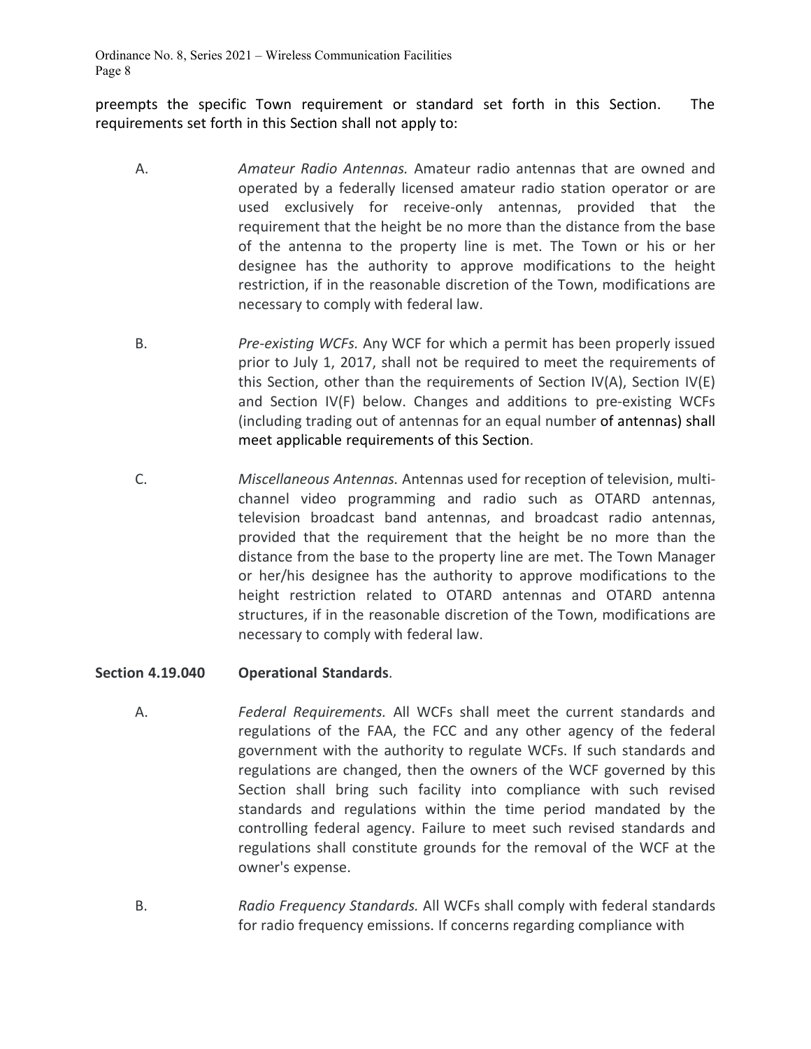preempts the specific Town requirement or standard set forth in this Section. The requirements set forth in this Section shall not apply to:

A. *Amateur Radio Antennas.* Amateur radio antennas that are owned and operated by a federally licensed amateur radio station operator or are used exclusively for receive-only antennas, provided that the requirement that the height be no more than the distance from the base of the antenna to the property line is met. The Town or his or her designee has the authority to approve modifications to the height restriction, if in the reasonable discretion of the Town, modifications are necessary to comply with federal law.

B. *Pre-existing WCFs.* Any WCF for which a permit has been properly issued prior to July 1, 2017, shall not be required to meet the requirements of this Section, other than the requirements of Section IV(A), Section IV(E) and Section IV(F) below. Changes and additions to pre-existing WCFs (including trading out of antennas for an equal number of antennas) shall meet applicable requirements of this Section.

C. *Miscellaneous Antennas.* Antennas used for reception of television, multi-channel video programming and radio such as OTARD antennas, television broadcast band antennas, and broadcast radio antennas, provided that the requirement that the height be no more than the distance from the base to the property line are met. The Town Manager or her/his designee has the authority to approve modifications to the height restriction related to OTARD antennas and OTARD antenna structures, if in the reasonable discretion of the Town, modifications are necessary to comply with federal law.

**Section 4.19.040 Operational Standards**.

A. *Federal Requirements.* All WCFs shall meet the current standards and regulations of the FAA, the FCC and any other agency of the federal government with the authority to regulate WCFs. If such standards and regulations are changed, then the owners of the WCF governed by this Section shall bring such facility into compliance with such revised standards and regulations within the time period mandated by the controlling federal agency. Failure to meet such revised standards and regulations shall constitute grounds for the removal of the WCF at the owner's expense.

B. *Radio Frequency Standards.* All WCFs shall comply with federal standards for radio frequency emissions. If concerns regarding compliance with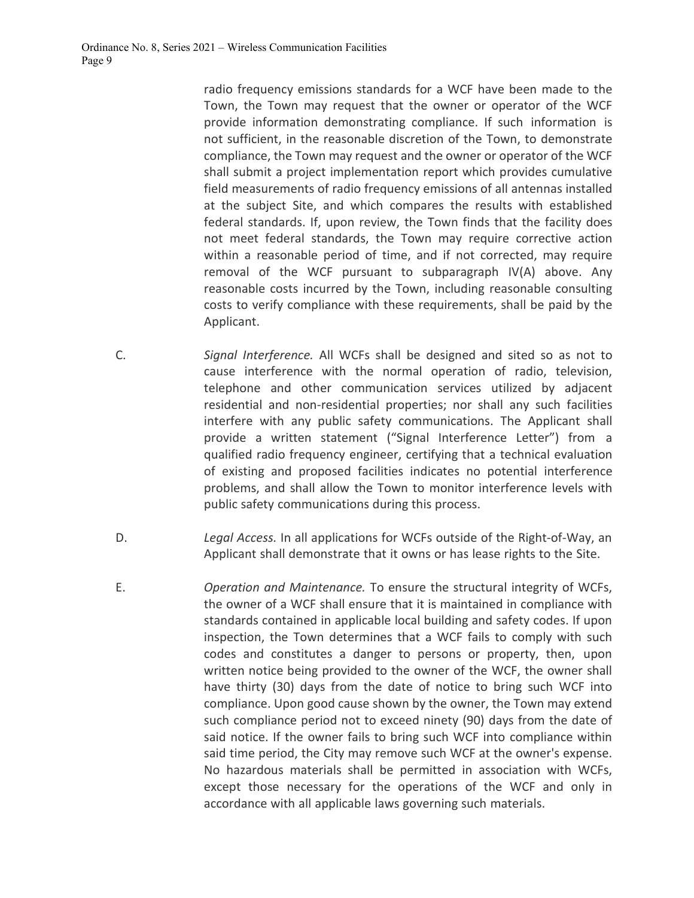radio frequency emissions standards for a WCF have been made to the Town, the Town may request that the owner or operator of the WCF provide information demonstrating compliance. If such information is not sufficient, in the reasonable discretion of the Town, to demonstrate compliance, the Town may request and the owner or operator of the WCF shall submit a project implementation report which provides cumulative field measurements of radio frequency emissions of all antennas installed at the subject Site, and which compares the results with established federal standards. If, upon review, the Town finds that the facility does not meet federal standards, the Town may require corrective action within a reasonable period of time, and if not corrected, may require removal of the WCF pursuant to subparagraph IV(A) above. Any reasonable costs incurred by the Town, including reasonable consulting costs to verify compliance with these requirements, shall be paid by the Applicant.

C. *Signal Interference.* All WCFs shall be designed and sited so as not to cause interference with the normal operation of radio, television, telephone and other communication services utilized by adjacent residential and non-residential properties; nor shall any such facilities interfere with any public safety communications. The Applicant shall provide a written statement ("Signal Interference Letter") from a qualified radio frequency engineer, certifying that a technical evaluation of existing and proposed facilities indicates no potential interference problems, and shall allow the Town to monitor interference levels with public safety communications during this process.

D. *Legal Access.* In all applications for WCFs outside of the Right-of-Way, an Applicant shall demonstrate that it owns or has lease rights to the Site.

E. *Operation and Maintenance.* To ensure the structural integrity of WCFs, the owner of a WCF shall ensure that it is maintained in compliance with standards contained in applicable local building and safety codes. If upon inspection, the Town determines that a WCF fails to comply with such codes and constitutes a danger to persons or property, then, upon written notice being provided to the owner of the WCF, the owner shall have thirty (30) days from the date of notice to bring such WCF into compliance. Upon good cause shown by the owner, the Town may extend such compliance period not to exceed ninety (90) days from the date of said notice. If the owner fails to bring such WCF into compliance within said time period, the City may remove such WCF at the owner's expense. No hazardous materials shall be permitted in association with WCFs, except those necessary for the operations of the WCF and only in accordance with all applicable laws governing such materials.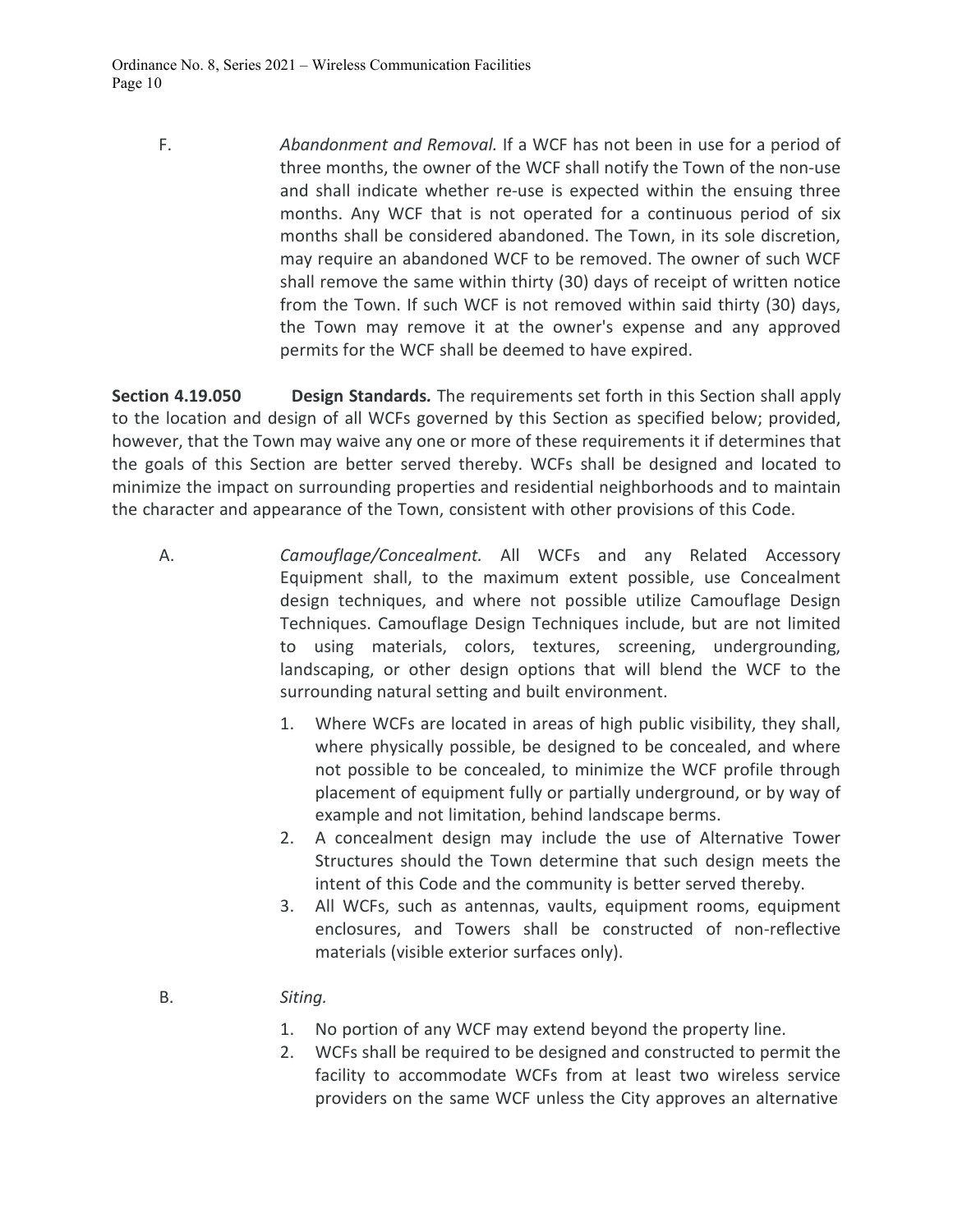F. *Abandonment and Removal.* If a WCF has not been in use for a period of three months, the owner of the WCF shall notify the Town of the non-use and shall indicate whether re-use is expected within the ensuing three months. Any WCF that is not operated for a continuous period of six months shall be considered abandoned. The Town, in its sole discretion, may require an abandoned WCF to be removed. The owner of such WCF shall remove the same within thirty (30) days of receipt of written notice from the Town. If such WCF is not removed within said thirty (30) days, the Town may remove it at the owner's expense and any approved permits for the WCF shall be deemed to have expired.

**Section 4.19.050 Design Standards.** The requirements set forth in this Section shall apply to the location and design of all WCFs governed by this Section as specified below; provided, however, that the Town may waive any one or more of these requirements it if determines that the goals of this Section are better served thereby. WCFs shall be designed and located to minimize the impact on surrounding properties and residential neighborhoods and to maintain the character and appearance of the Town, consistent with other provisions of this Code.

A. *Camouflage/Concealment.* All WCFs and any Related Accessory Equipment shall, to the maximum extent possible, use Concealment design techniques, and where not possible utilize Camouflage Design Techniques. Camouflage Design Techniques include, but are not limited to using materials, colors, textures, screening, undergrounding, landscaping, or other design options that will blend the WCF to the surrounding natural setting and built environment.

1. Where WCFs are located in areas of high public visibility, they shall, where physically possible, be designed to be concealed, and where not possible to be concealed, to minimize the WCF profile through placement of equipment fully or partially underground, or by way of example and not limitation, behind landscape berms.
2. A concealment design may include the use of Alternative Tower Structures should the Town determine that such design meets the intent of this Code and the community is better served thereby.
3. All WCFs, such as antennas, vaults, equipment rooms, equipment enclosures, and Towers shall be constructed of non-reflective materials (visible exterior surfaces only).

B. *Siting.*

1. No portion of any WCF may extend beyond the property line.
2. WCFs shall be required to be designed and constructed to permit the facility to accommodate WCFs from at least two wireless service providers on the same WCF unless the City approves an alternative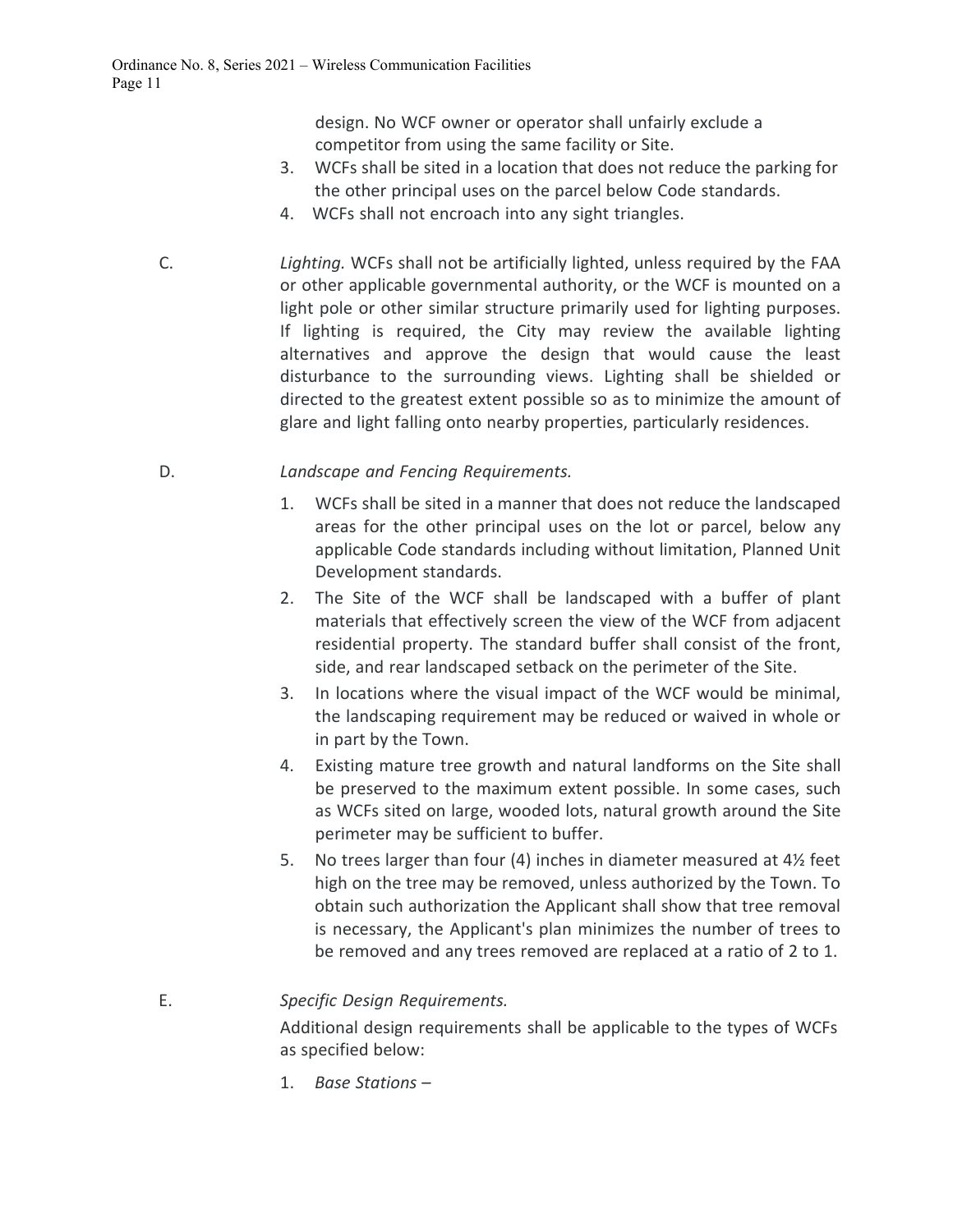design. No WCF owner or operator shall unfairly exclude a competitor from using the same facility or Site.

3. WCFs shall be sited in a location that does not reduce the parking for the other principal uses on the parcel below Code standards.
4. WCFs shall not encroach into any sight triangles.

C. *Lighting.* WCFs shall not be artificially lighted, unless required by the FAA or other applicable governmental authority, or the WCF is mounted on a light pole or other similar structure primarily used for lighting purposes. If lighting is required, the City may review the available lighting alternatives and approve the design that would cause the least disturbance to the surrounding views. Lighting shall be shielded or directed to the greatest extent possible so as to minimize the amount of glare and light falling onto nearby properties, particularly residences.

D. *Landscape and Fencing Requirements.*

1. WCFs shall be sited in a manner that does not reduce the landscaped areas for the other principal uses on the lot or parcel, below any applicable Code standards including without limitation, Planned Unit Development standards.
2. The Site of the WCF shall be landscaped with a buffer of plant materials that effectively screen the view of the WCF from adjacent residential property. The standard buffer shall consist of the front, side, and rear landscaped setback on the perimeter of the Site.
3. In locations where the visual impact of the WCF would be minimal, the landscaping requirement may be reduced or waived in whole or in part by the Town.
4. Existing mature tree growth and natural landforms on the Site shall be preserved to the maximum extent possible. In some cases, such as WCFs sited on large, wooded lots, natural growth around the Site perimeter may be sufficient to buffer.
5. No trees larger than four (4) inches in diameter measured at 4½ feet high on the tree may be removed, unless authorized by the Town. To obtain such authorization the Applicant shall show that tree removal is necessary, the Applicant's plan minimizes the number of trees to be removed and any trees removed are replaced at a ratio of 2 to 1.

E. *Specific Design Requirements.*

Additional design requirements shall be applicable to the types of WCFs as specified below:

1. *Base Stations* –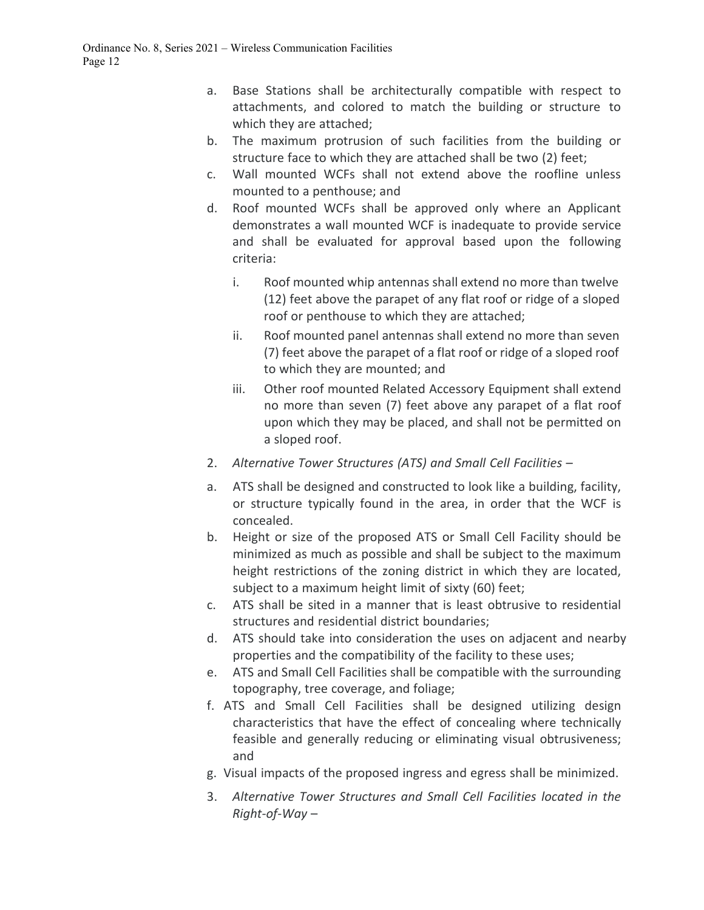a. Base Stations shall be architecturally compatible with respect to attachments, and colored to match the building or structure to which they are attached;

b. The maximum protrusion of such facilities from the building or structure face to which they are attached shall be two (2) feet;

c. Wall mounted WCFs shall not extend above the roofline unless mounted to a penthouse; and

d. Roof mounted WCFs shall be approved only where an Applicant demonstrates a wall mounted WCF is inadequate to provide service and shall be evaluated for approval based upon the following criteria:

   i. Roof mounted whip antennas shall extend no more than twelve (12) feet above the parapet of any flat roof or ridge of a sloped roof or penthouse to which they are attached;

   ii. Roof mounted panel antennas shall extend no more than seven (7) feet above the parapet of a flat roof or ridge of a sloped roof to which they are mounted; and

   iii. Other roof mounted Related Accessory Equipment shall extend no more than seven (7) feet above any parapet of a flat roof upon which they may be placed, and shall not be permitted on a sloped roof.

2. *Alternative Tower Structures (ATS) and Small Cell Facilities* –

a. ATS shall be designed and constructed to look like a building, facility, or structure typically found in the area, in order that the WCF is concealed.

b. Height or size of the proposed ATS or Small Cell Facility should be minimized as much as possible and shall be subject to the maximum height restrictions of the zoning district in which they are located, subject to a maximum height limit of sixty (60) feet;

c. ATS shall be sited in a manner that is least obtrusive to residential structures and residential district boundaries;

d. ATS should take into consideration the uses on adjacent and nearby properties and the compatibility of the facility to these uses;

e. ATS and Small Cell Facilities shall be compatible with the surrounding topography, tree coverage, and foliage;

f. ATS and Small Cell Facilities shall be designed utilizing design characteristics that have the effect of concealing where technically feasible and generally reducing or eliminating visual obtrusiveness; and

g. Visual impacts of the proposed ingress and egress shall be minimized.

3. *Alternative Tower Structures and Small Cell Facilities located in the Right-of-Way* –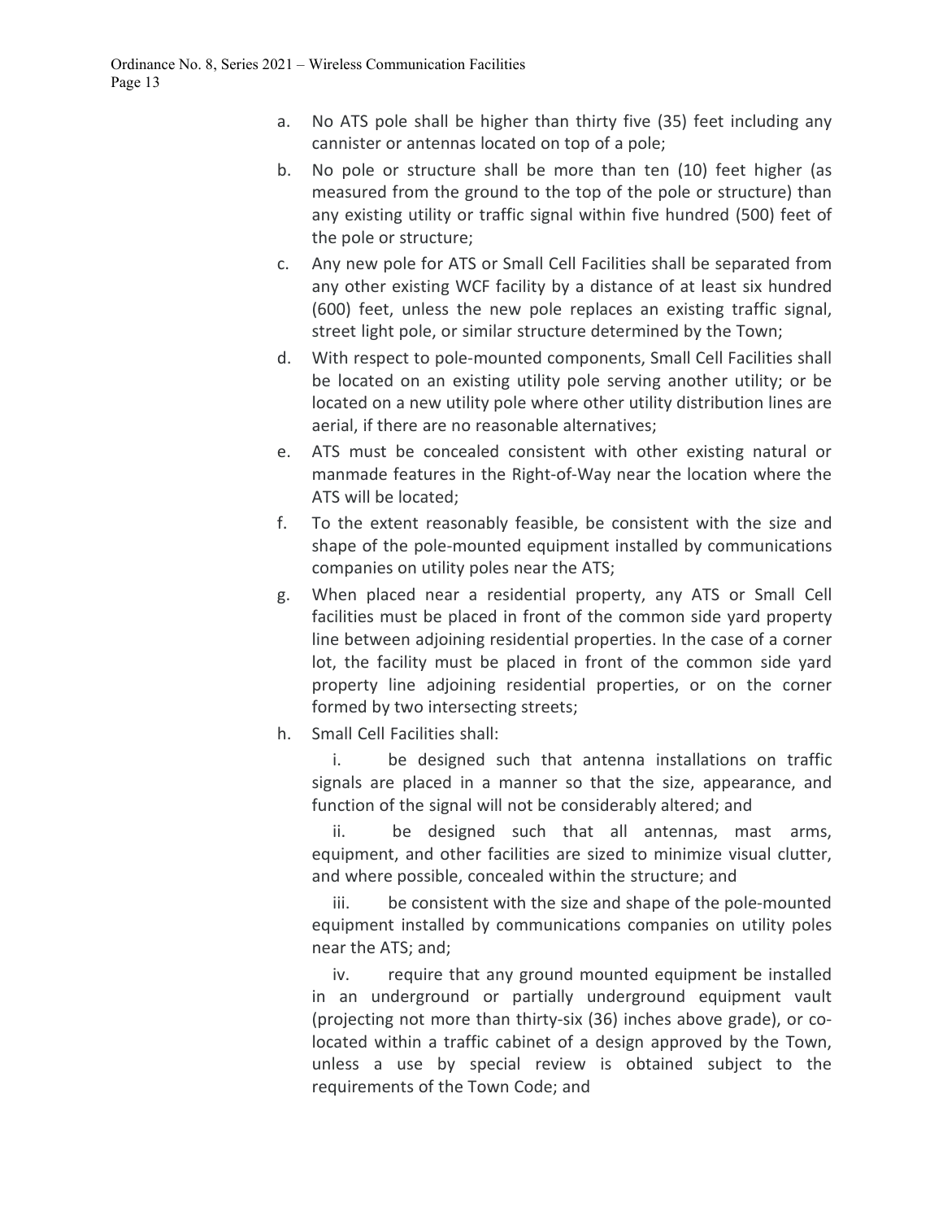a. No ATS pole shall be higher than thirty five (35) feet including any cannister or antennas located on top of a pole;

b. No pole or structure shall be more than ten (10) feet higher (as measured from the ground to the top of the pole or structure) than any existing utility or traffic signal within five hundred (500) feet of the pole or structure;

c. Any new pole for ATS or Small Cell Facilities shall be separated from any other existing WCF facility by a distance of at least six hundred (600) feet, unless the new pole replaces an existing traffic signal, street light pole, or similar structure determined by the Town;

d. With respect to pole-mounted components, Small Cell Facilities shall be located on an existing utility pole serving another utility; or be located on a new utility pole where other utility distribution lines are aerial, if there are no reasonable alternatives;

e. ATS must be concealed consistent with other existing natural or manmade features in the Right-of-Way near the location where the ATS will be located;

f. To the extent reasonably feasible, be consistent with the size and shape of the pole-mounted equipment installed by communications companies on utility poles near the ATS;

g. When placed near a residential property, any ATS or Small Cell facilities must be placed in front of the common side yard property line between adjoining residential properties. In the case of a corner lot, the facility must be placed in front of the common side yard property line adjoining residential properties, or on the corner formed by two intersecting streets;

h. Small Cell Facilities shall:

i. be designed such that antenna installations on traffic signals are placed in a manner so that the size, appearance, and function of the signal will not be considerably altered; and

ii. be designed such that all antennas, mast arms, equipment, and other facilities are sized to minimize visual clutter, and where possible, concealed within the structure; and

iii. be consistent with the size and shape of the pole-mounted equipment installed by communications companies on utility poles near the ATS; and;

iv. require that any ground mounted equipment be installed in an underground or partially underground equipment vault (projecting not more than thirty-six (36) inches above grade), or co-located within a traffic cabinet of a design approved by the Town, unless a use by special review is obtained subject to the requirements of the Town Code; and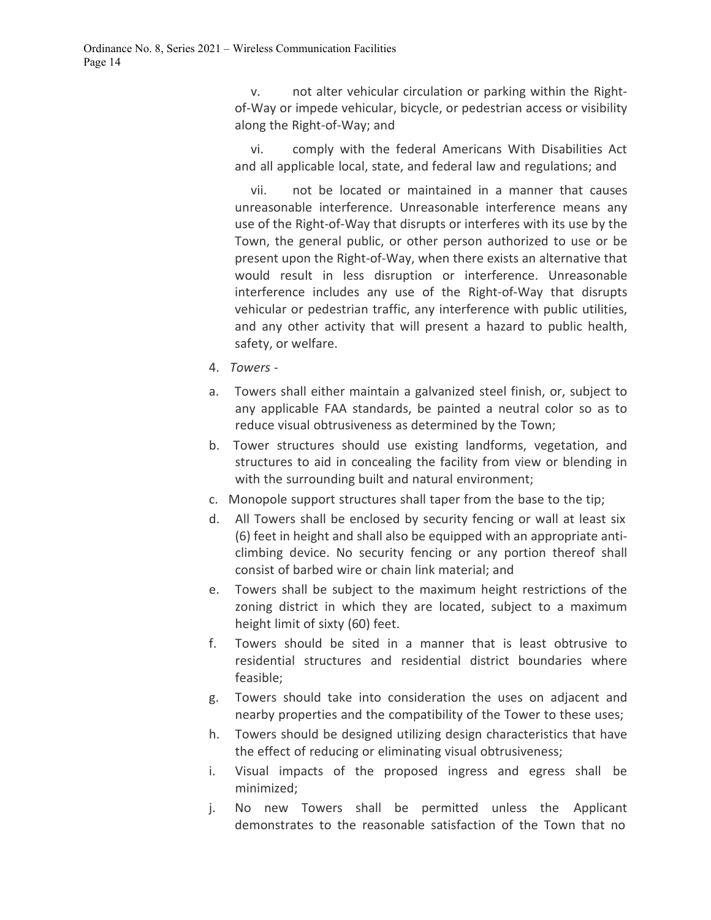v. not alter vehicular circulation or parking within the Right-of-Way or impede vehicular, bicycle, or pedestrian access or visibility along the Right-of-Way; and

vi. comply with the federal Americans With Disabilities Act and all applicable local, state, and federal law and regulations; and

vii. not be located or maintained in a manner that causes unreasonable interference. Unreasonable interference means any use of the Right-of-Way that disrupts or interferes with its use by the Town, the general public, or other person authorized to use or be present upon the Right-of-Way, when there exists an alternative that would result in less disruption or interference. Unreasonable interference includes any use of the Right-of-Way that disrupts vehicular or pedestrian traffic, any interference with public utilities, and any other activity that will present a hazard to public health, safety, or welfare.

4. *Towers* -

a. Towers shall either maintain a galvanized steel finish, or, subject to any applicable FAA standards, be painted a neutral color so as to reduce visual obtrusiveness as determined by the Town;

b. Tower structures should use existing landforms, vegetation, and structures to aid in concealing the facility from view or blending in with the surrounding built and natural environment;

c. Monopole support structures shall taper from the base to the tip;

d. All Towers shall be enclosed by security fencing or wall at least six (6) feet in height and shall also be equipped with an appropriate anti-climbing device. No security fencing or any portion thereof shall consist of barbed wire or chain link material; and

e. Towers shall be subject to the maximum height restrictions of the zoning district in which they are located, subject to a maximum height limit of sixty (60) feet.

f. Towers should be sited in a manner that is least obtrusive to residential structures and residential district boundaries where feasible;

g. Towers should take into consideration the uses on adjacent and nearby properties and the compatibility of the Tower to these uses;

h. Towers should be designed utilizing design characteristics that have the effect of reducing or eliminating visual obtrusiveness;

i. Visual impacts of the proposed ingress and egress shall be minimized;

j. No new Towers shall be permitted unless the Applicant demonstrates to the reasonable satisfaction of the Town that no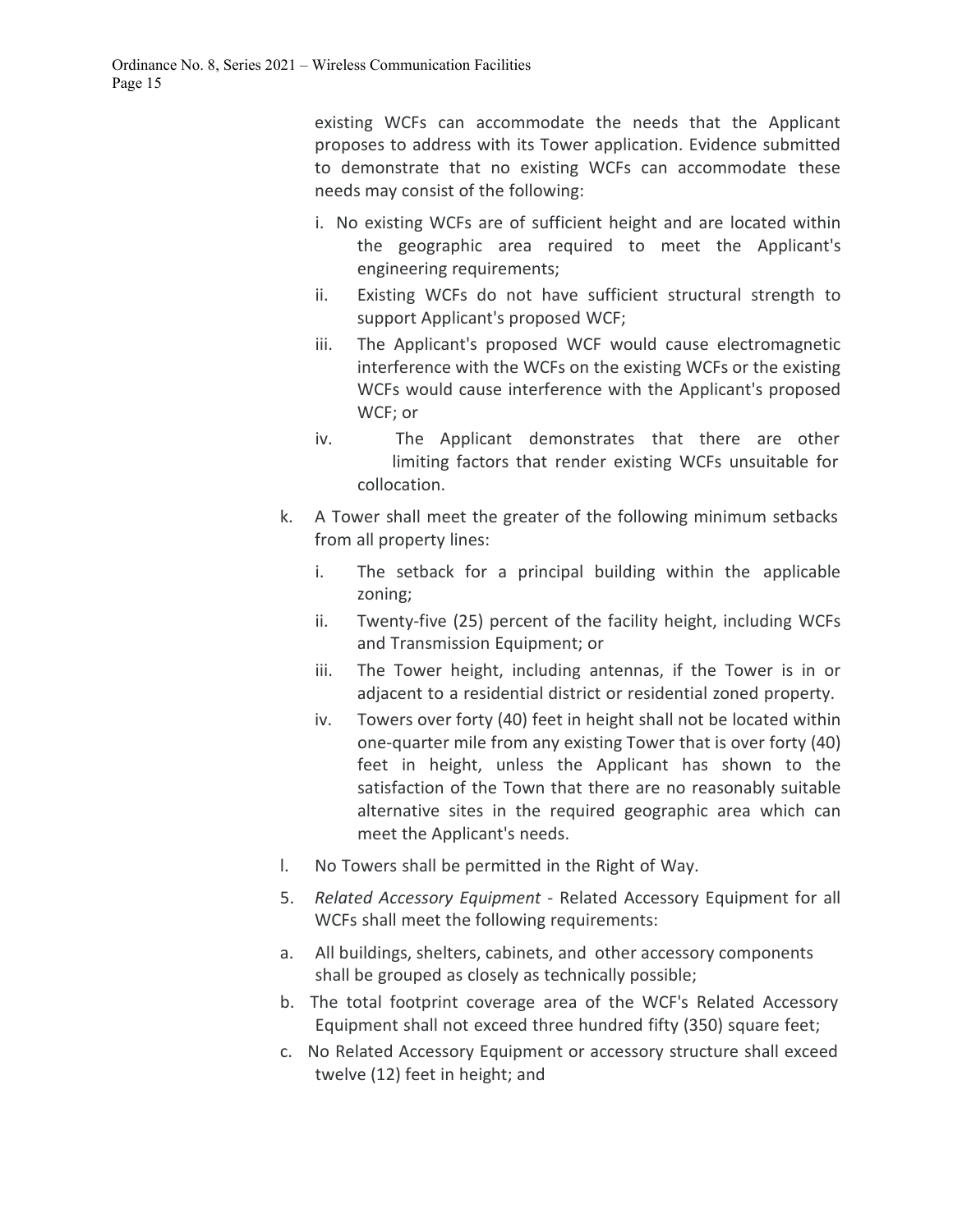existing WCFs can accommodate the needs that the Applicant proposes to address with its Tower application. Evidence submitted to demonstrate that no existing WCFs can accommodate these needs may consist of the following:

   i. No existing WCFs are of sufficient height and are located within the geographic area required to meet the Applicant's engineering requirements;
   ii. Existing WCFs do not have sufficient structural strength to support Applicant's proposed WCF;
   iii. The Applicant's proposed WCF would cause electromagnetic interference with the WCFs on the existing WCFs or the existing WCFs would cause interference with the Applicant's proposed WCF; or
   iv. The Applicant demonstrates that there are other limiting factors that render existing WCFs unsuitable for collocation.

k. A Tower shall meet the greater of the following minimum setbacks from all property lines:

   i. The setback for a principal building within the applicable zoning;
   ii. Twenty-five (25) percent of the facility height, including WCFs and Transmission Equipment; or
   iii. The Tower height, including antennas, if the Tower is in or adjacent to a residential district or residential zoned property.
   iv. Towers over forty (40) feet in height shall not be located within one-quarter mile from any existing Tower that is over forty (40) feet in height, unless the Applicant has shown to the satisfaction of the Town that there are no reasonably suitable alternative sites in the required geographic area which can meet the Applicant's needs.

l. No Towers shall be permitted in the Right of Way.

5. *Related Accessory Equipment* - Related Accessory Equipment for all WCFs shall meet the following requirements:

a. All buildings, shelters, cabinets, and other accessory components shall be grouped as closely as technically possible;

b. The total footprint coverage area of the WCF's Related Accessory Equipment shall not exceed three hundred fifty (350) square feet;

c. No Related Accessory Equipment or accessory structure shall exceed twelve (12) feet in height; and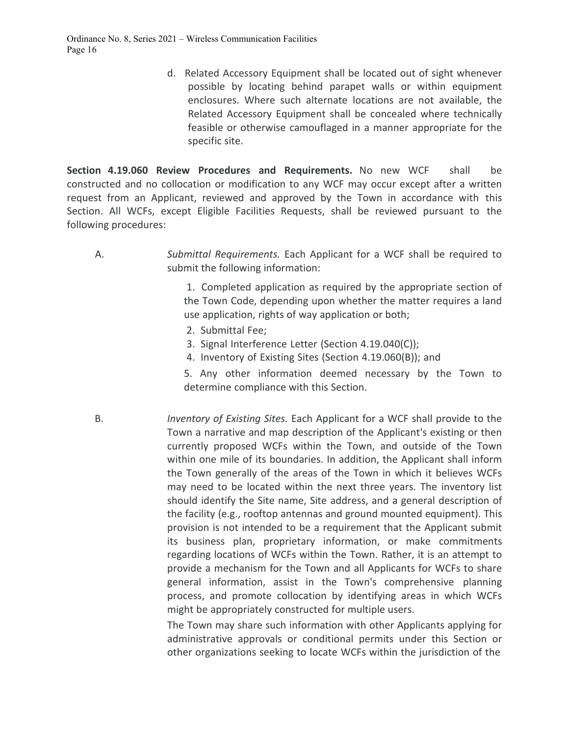d. Related Accessory Equipment shall be located out of sight whenever possible by locating behind parapet walls or within equipment enclosures. Where such alternate locations are not available, the Related Accessory Equipment shall be concealed where technically feasible or otherwise camouflaged in a manner appropriate for the specific site.

**Section 4.19.060 Review Procedures and Requirements.** No new WCF shall be constructed and no collocation or modification to any WCF may occur except after a written request from an Applicant, reviewed and approved by the Town in accordance with this Section. All WCFs, except Eligible Facilities Requests, shall be reviewed pursuant to the following procedures:

A. *Submittal Requirements.* Each Applicant for a WCF shall be required to submit the following information:

1. Completed application as required by the appropriate section of the Town Code, depending upon whether the matter requires a land use application, rights of way application or both;
2. Submittal Fee;
3. Signal Interference Letter (Section 4.19.040(C));
4. Inventory of Existing Sites (Section 4.19.060(B)); and
5. Any other information deemed necessary by the Town to determine compliance with this Section.

B. *Inventory of Existing Sites.* Each Applicant for a WCF shall provide to the Town a narrative and map description of the Applicant's existing or then currently proposed WCFs within the Town, and outside of the Town within one mile of its boundaries. In addition, the Applicant shall inform the Town generally of the areas of the Town in which it believes WCFs may need to be located within the next three years. The inventory list should identify the Site name, Site address, and a general description of the facility (e.g., rooftop antennas and ground mounted equipment). This provision is not intended to be a requirement that the Applicant submit its business plan, proprietary information, or make commitments regarding locations of WCFs within the Town. Rather, it is an attempt to provide a mechanism for the Town and all Applicants for WCFs to share general information, assist in the Town's comprehensive planning process, and promote collocation by identifying areas in which WCFs might be appropriately constructed for multiple users.

The Town may share such information with other Applicants applying for administrative approvals or conditional permits under this Section or other organizations seeking to locate WCFs within the jurisdiction of the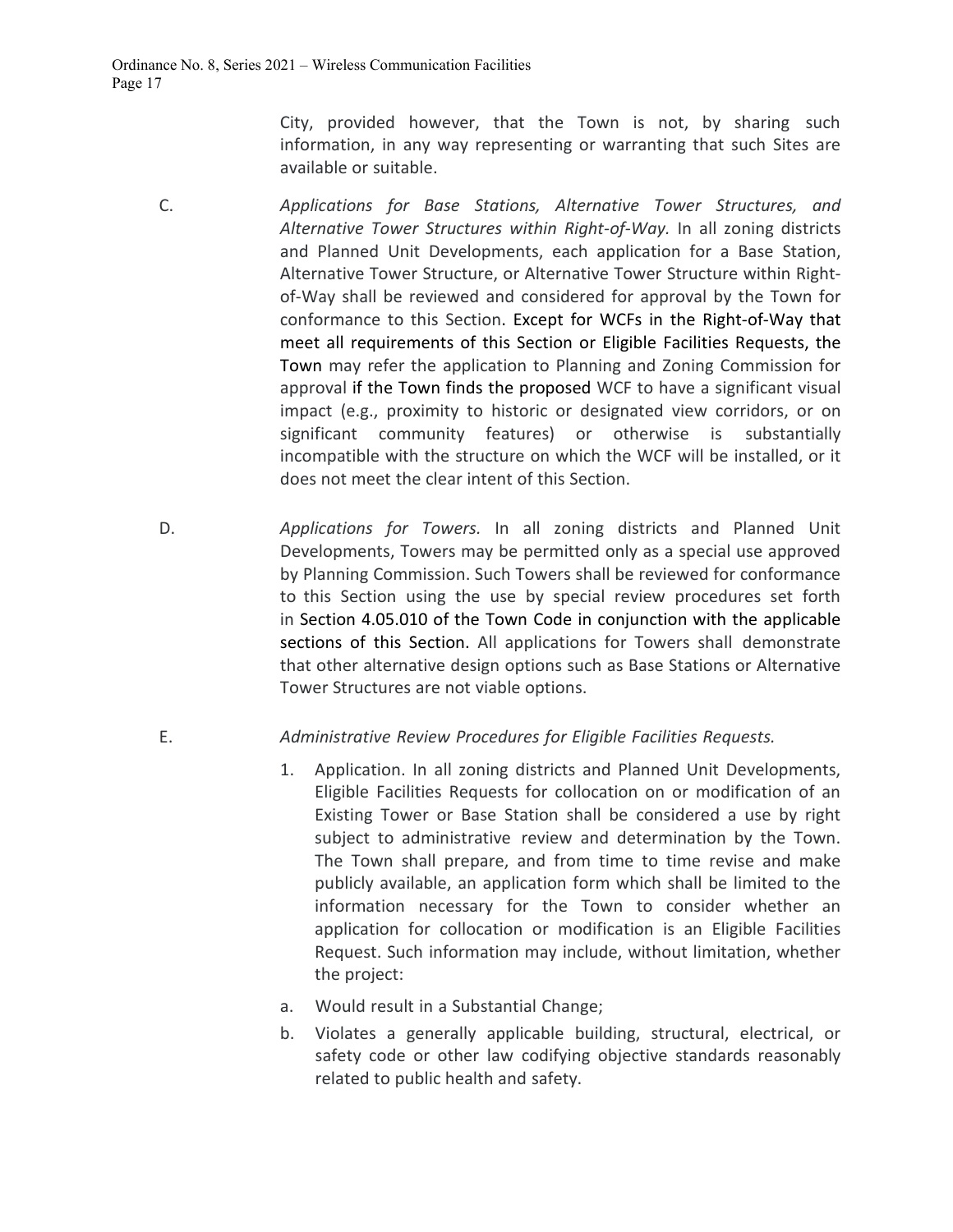City, provided however, that the Town is not, by sharing such information, in any way representing or warranting that such Sites are available or suitable.

C. *Applications for Base Stations, Alternative Tower Structures, and Alternative Tower Structures within Right-of-Way.* In all zoning districts and Planned Unit Developments, each application for a Base Station, Alternative Tower Structure, or Alternative Tower Structure within Right-of-Way shall be reviewed and considered for approval by the Town for conformance to this Section. Except for WCFs in the Right-of-Way that meet all requirements of this Section or Eligible Facilities Requests, the Town may refer the application to Planning and Zoning Commission for approval if the Town finds the proposed WCF to have a significant visual impact (e.g., proximity to historic or designated view corridors, or on significant community features) or otherwise is substantially incompatible with the structure on which the WCF will be installed, or it does not meet the clear intent of this Section.

D. *Applications for Towers.* In all zoning districts and Planned Unit Developments, Towers may be permitted only as a special use approved by Planning Commission. Such Towers shall be reviewed for conformance to this Section using the use by special review procedures set forth in Section 4.05.010 of the Town Code in conjunction with the applicable sections of this Section. All applications for Towers shall demonstrate that other alternative design options such as Base Stations or Alternative Tower Structures are not viable options.

E. *Administrative Review Procedures for Eligible Facilities Requests.*

1. Application. In all zoning districts and Planned Unit Developments, Eligible Facilities Requests for collocation on or modification of an Existing Tower or Base Station shall be considered a use by right subject to administrative review and determination by the Town. The Town shall prepare, and from time to time revise and make publicly available, an application form which shall be limited to the information necessary for the Town to consider whether an application for collocation or modification is an Eligible Facilities Request. Such information may include, without limitation, whether the project:

   a. Would result in a Substantial Change;

   b. Violates a generally applicable building, structural, electrical, or safety code or other law codifying objective standards reasonably related to public health and safety.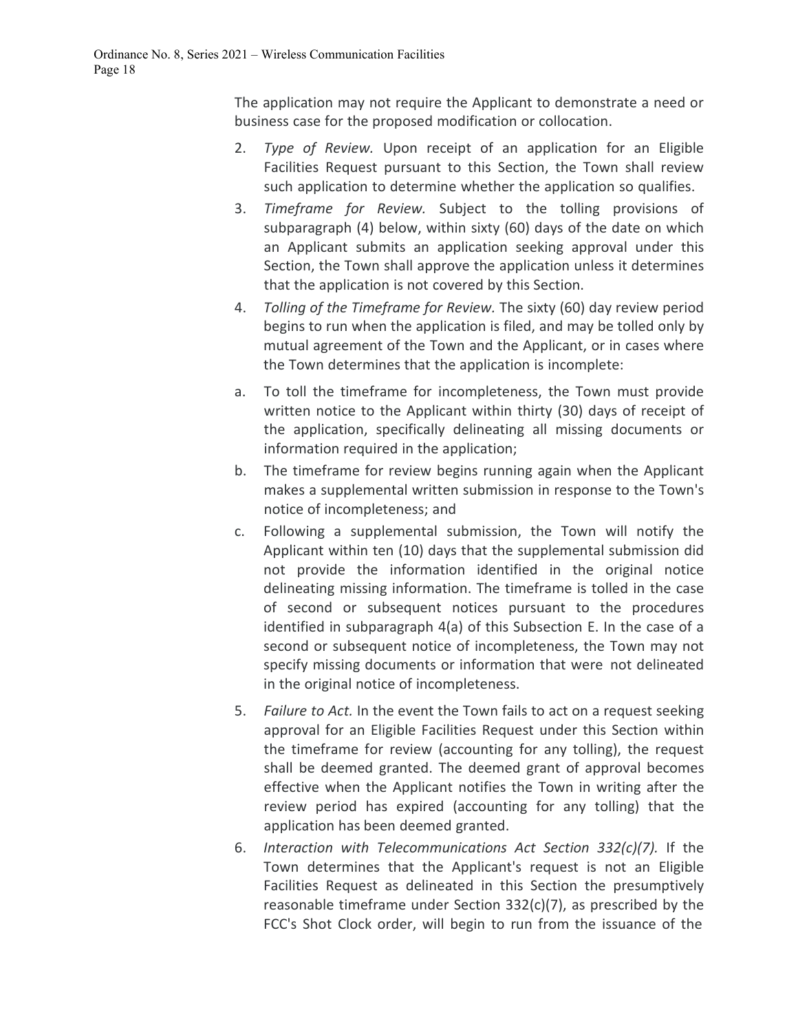The application may not require the Applicant to demonstrate a need or business case for the proposed modification or collocation.

2. *Type of Review.* Upon receipt of an application for an Eligible Facilities Request pursuant to this Section, the Town shall review such application to determine whether the application so qualifies.
3. *Timeframe for Review.* Subject to the tolling provisions of subparagraph (4) below, within sixty (60) days of the date on which an Applicant submits an application seeking approval under this Section, the Town shall approve the application unless it determines that the application is not covered by this Section.
4. *Tolling of the Timeframe for Review.* The sixty (60) day review period begins to run when the application is filed, and may be tolled only by mutual agreement of the Town and the Applicant, or in cases where the Town determines that the application is incomplete:

a. To toll the timeframe for incompleteness, the Town must provide written notice to the Applicant within thirty (30) days of receipt of the application, specifically delineating all missing documents or information required in the application;

b. The timeframe for review begins running again when the Applicant makes a supplemental written submission in response to the Town's notice of incompleteness; and

c. Following a supplemental submission, the Town will notify the Applicant within ten (10) days that the supplemental submission did not provide the information identified in the original notice delineating missing information. The timeframe is tolled in the case of second or subsequent notices pursuant to the procedures identified in subparagraph 4(a) of this Subsection E. In the case of a second or subsequent notice of incompleteness, the Town may not specify missing documents or information that were not delineated in the original notice of incompleteness.

5. *Failure to Act.* In the event the Town fails to act on a request seeking approval for an Eligible Facilities Request under this Section within the timeframe for review (accounting for any tolling), the request shall be deemed granted. The deemed grant of approval becomes effective when the Applicant notifies the Town in writing after the review period has expired (accounting for any tolling) that the application has been deemed granted.
6. *Interaction with Telecommunications Act Section 332(c)(7).* If the Town determines that the Applicant's request is not an Eligible Facilities Request as delineated in this Section the presumptively reasonable timeframe under Section 332(c)(7), as prescribed by the FCC's Shot Clock order, will begin to run from the issuance of the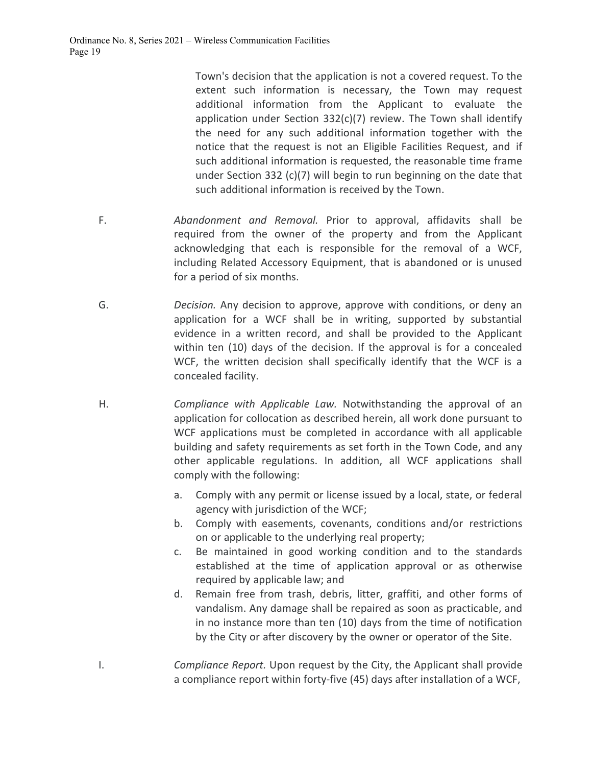Town's decision that the application is not a covered request. To the extent such information is necessary, the Town may request additional information from the Applicant to evaluate the application under Section 332(c)(7) review. The Town shall identify the need for any such additional information together with the notice that the request is not an Eligible Facilities Request, and if such additional information is requested, the reasonable time frame under Section 332 (c)(7) will begin to run beginning on the date that such additional information is received by the Town.

F. *Abandonment and Removal.* Prior to approval, affidavits shall be required from the owner of the property and from the Applicant acknowledging that each is responsible for the removal of a WCF, including Related Accessory Equipment, that is abandoned or is unused for a period of six months.

G. *Decision.* Any decision to approve, approve with conditions, or deny an application for a WCF shall be in writing, supported by substantial evidence in a written record, and shall be provided to the Applicant within ten (10) days of the decision. If the approval is for a concealed WCF, the written decision shall specifically identify that the WCF is a concealed facility.

H. *Compliance with Applicable Law.* Notwithstanding the approval of an application for collocation as described herein, all work done pursuant to WCF applications must be completed in accordance with all applicable building and safety requirements as set forth in the Town Code, and any other applicable regulations. In addition, all WCF applications shall comply with the following:

   a. Comply with any permit or license issued by a local, state, or federal agency with jurisdiction of the WCF;
   b. Comply with easements, covenants, conditions and/or restrictions on or applicable to the underlying real property;
   c. Be maintained in good working condition and to the standards established at the time of application approval or as otherwise required by applicable law; and
   d. Remain free from trash, debris, litter, graffiti, and other forms of vandalism. Any damage shall be repaired as soon as practicable, and in no instance more than ten (10) days from the time of notification by the City or after discovery by the owner or operator of the Site.

I. *Compliance Report.* Upon request by the City, the Applicant shall provide a compliance report within forty-five (45) days after installation of a WCF,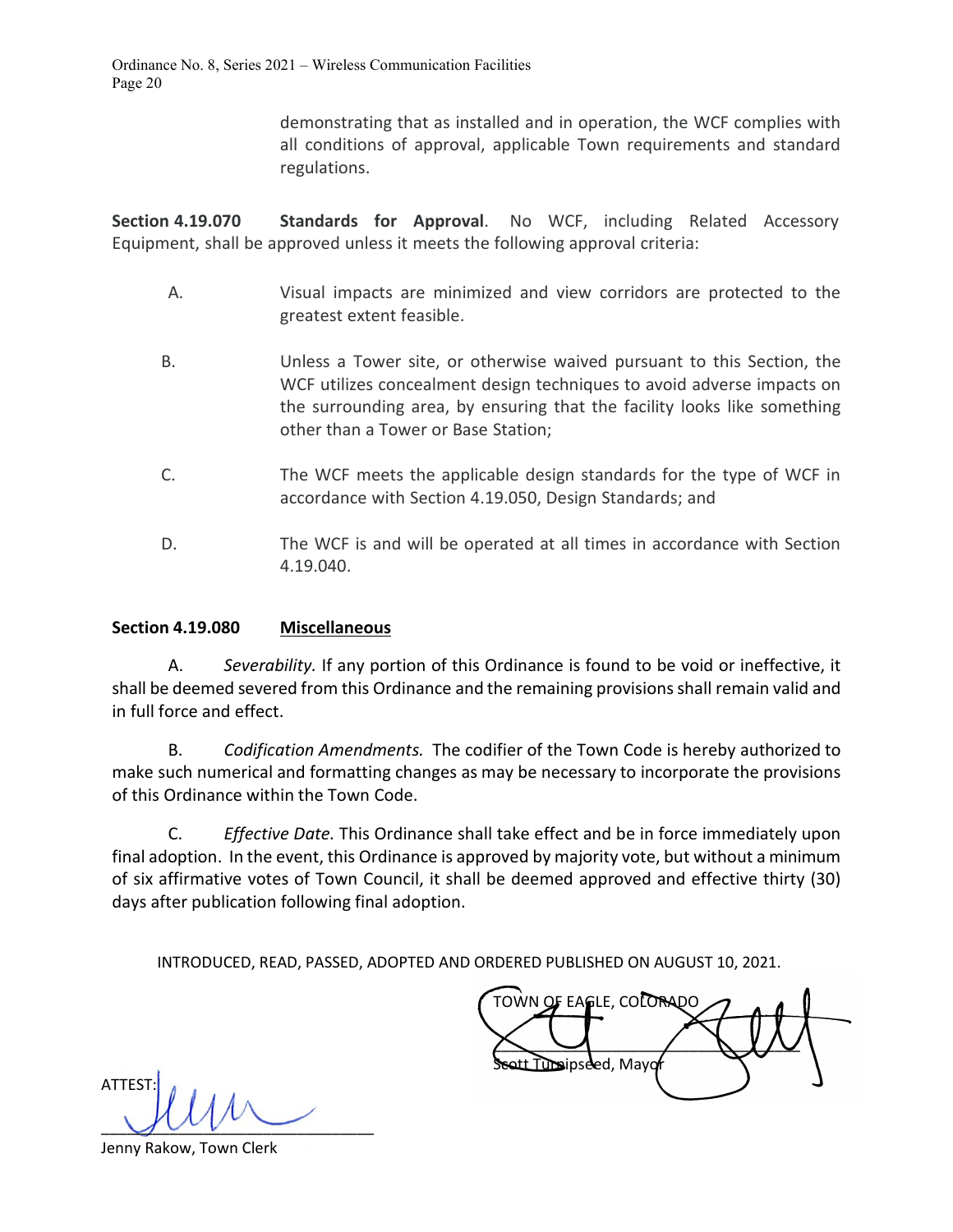demonstrating that as installed and in operation, the WCF complies with all conditions of approval, applicable Town requirements and standard regulations.

**Section 4.19.070 Standards for Approval**. No WCF, including Related Accessory Equipment, shall be approved unless it meets the following approval criteria:

A. Visual impacts are minimized and view corridors are protected to the greatest extent feasible.

B. Unless a Tower site, or otherwise waived pursuant to this Section, the WCF utilizes concealment design techniques to avoid adverse impacts on the surrounding area, by ensuring that the facility looks like something other than a Tower or Base Station;

C. The WCF meets the applicable design standards for the type of WCF in accordance with Section 4.19.050, Design Standards; and

D. The WCF is and will be operated at all times in accordance with Section 4.19.040.

**Section 4.19.080 Miscellaneous**

A. *Severability.* If any portion of this Ordinance is found to be void or ineffective, it shall be deemed severed from this Ordinance and the remaining provisions shall remain valid and in full force and effect.

B. *Codification Amendments.* The codifier of the Town Code is hereby authorized to make such numerical and formatting changes as may be necessary to incorporate the provisions of this Ordinance within the Town Code.

C. *Effective Date.* This Ordinance shall take effect and be in force immediately upon final adoption. In the event, this Ordinance is approved by majority vote, but without a minimum of six affirmative votes of Town Council, it shall be deemed approved and effective thirty (30) days after publication following final adoption.

INTRODUCED, READ, PASSED, ADOPTED AND ORDERED PUBLISHED ON AUGUST 10, 2021.

TOWN OF EAGLE, COLORADO

\_\_\_\_\_\_\_\_\_\_\_\_\_\_\_\_\_\_\_\_\_\_\_\_\_\_\_\_\_\_\_\_

Scott Turnipseed, Mayor

ATTEST:

\_\_\_\_\_\_\_\_\_\_\_\_\_\_\_\_\_\_\_\_\_\_\_\_\_\_\_\_\_\_\_\_

Jenny Rakow, Town Clerk